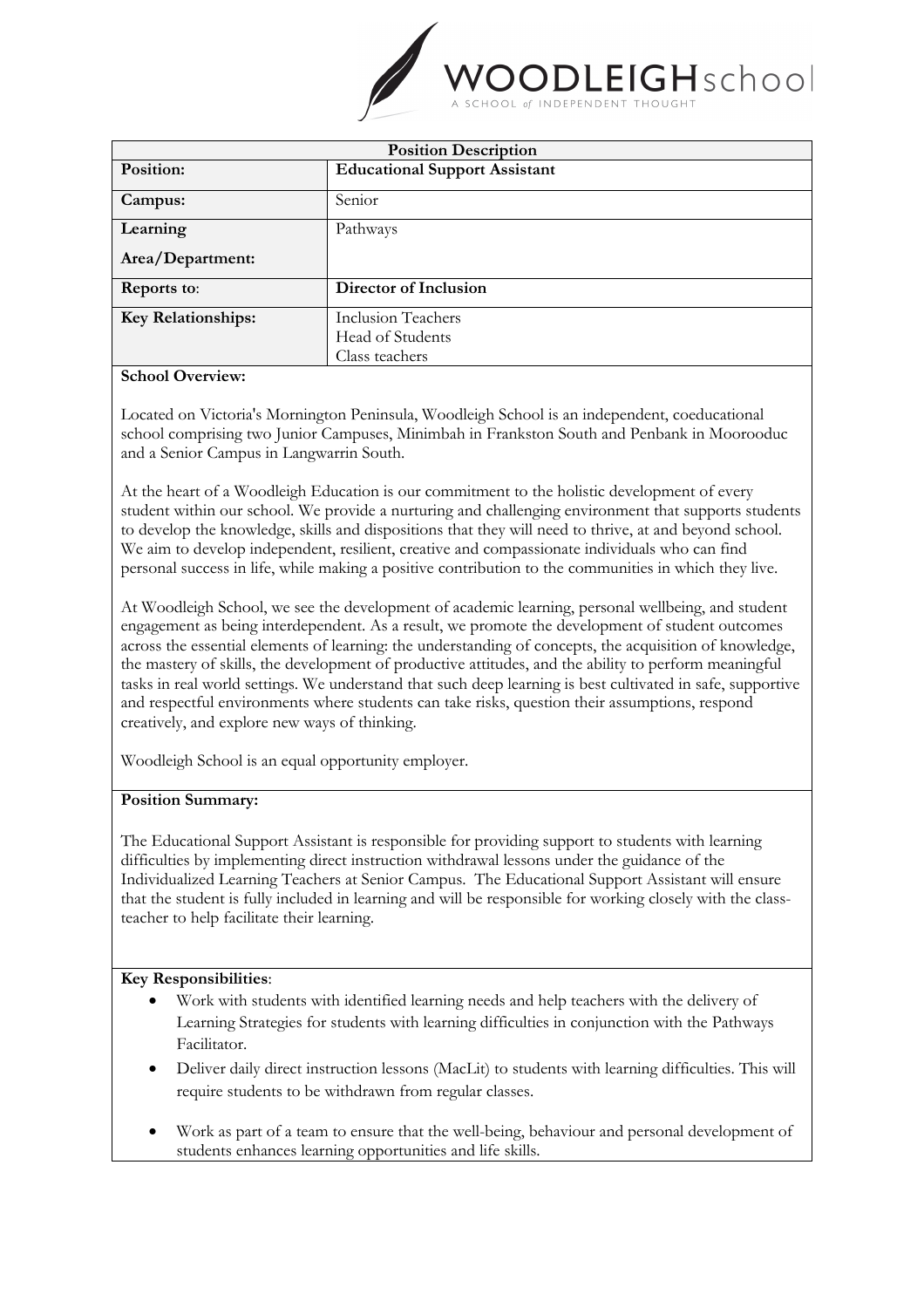WOODLEIGH school

A SCHOOL *of* INDEPENDENT THOUGHT

| Position Description | |
|---|---|
| **Position:** | **Educational Support Assistant** |
| **Campus:** | Senior |
| **Learning Area/Department:** | Pathways |
| **Reports to:** | **Director of Inclusion** |
| **Key Relationships:** | Inclusion Teachers<br>Head of Students<br>Class teachers |

**School Overview:**

Located on Victoria's Mornington Peninsula, Woodleigh School is an independent, coeducational school comprising two Junior Campuses, Minimbah in Frankston South and Penbank in Moorooduc and a Senior Campus in Langwarrin South.

At the heart of a Woodleigh Education is our commitment to the holistic development of every student within our school. We provide a nurturing and challenging environment that supports students to develop the knowledge, skills and dispositions that they will need to thrive, at and beyond school. We aim to develop independent, resilient, creative and compassionate individuals who can find personal success in life, while making a positive contribution to the communities in which they live.

At Woodleigh School, we see the development of academic learning, personal wellbeing, and student engagement as being interdependent. As a result, we promote the development of student outcomes across the essential elements of learning: the understanding of concepts, the acquisition of knowledge, the mastery of skills, the development of productive attitudes, and the ability to perform meaningful tasks in real world settings. We understand that such deep learning is best cultivated in safe, supportive and respectful environments where students can take risks, question their assumptions, respond creatively, and explore new ways of thinking.

Woodleigh School is an equal opportunity employer.

**Position Summary:**

The Educational Support Assistant is responsible for providing support to students with learning difficulties by implementing direct instruction withdrawal lessons under the guidance of the Individualized Learning Teachers at Senior Campus. The Educational Support Assistant will ensure that the student is fully included in learning and will be responsible for working closely with the class-teacher to help facilitate their learning.

**Key Responsibilities**:

- Work with students with identified learning needs and help teachers with the delivery of Learning Strategies for students with learning difficulties in conjunction with the Pathways Facilitator.
- Deliver daily direct instruction lessons (MacLit) to students with learning difficulties. This will require students to be withdrawn from regular classes.
- Work as part of a team to ensure that the well-being, behaviour and personal development of students enhances learning opportunities and life skills.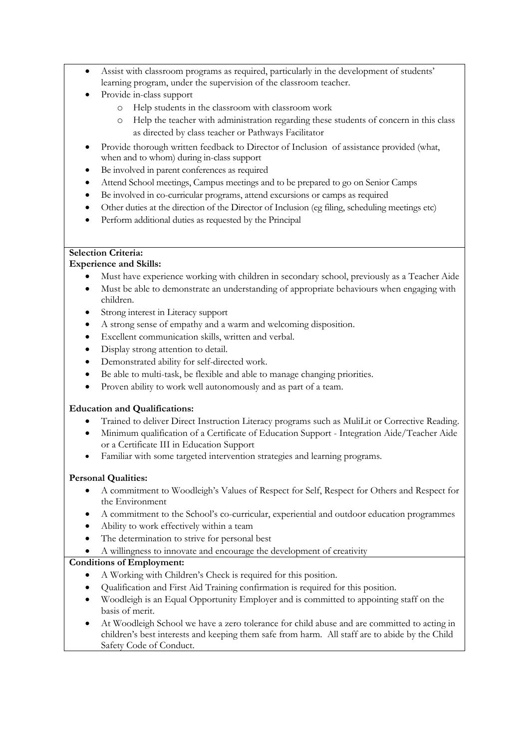- Assist with classroom programs as required, particularly in the development of students' learning program, under the supervision of the classroom teacher.
- Provide in-class support
  - Help students in the classroom with classroom work
  - Help the teacher with administration regarding these students of concern in this class as directed by class teacher or Pathways Facilitator
- Provide thorough written feedback to Director of Inclusion of assistance provided (what, when and to whom) during in-class support
- Be involved in parent conferences as required
- Attend School meetings, Campus meetings and to be prepared to go on Senior Camps
- Be involved in co-curricular programs, attend excursions or camps as required
- Other duties at the direction of the Director of Inclusion (eg filing, scheduling meetings etc)
- Perform additional duties as requested by the Principal

**Selection Criteria:**

**Experience and Skills:**

- Must have experience working with children in secondary school, previously as a Teacher Aide
- Must be able to demonstrate an understanding of appropriate behaviours when engaging with children.
- Strong interest in Literacy support
- A strong sense of empathy and a warm and welcoming disposition.
- Excellent communication skills, written and verbal.
- Display strong attention to detail.
- Demonstrated ability for self-directed work.
- Be able to multi-task, be flexible and able to manage changing priorities.
- Proven ability to work well autonomously and as part of a team.

**Education and Qualifications:**

- Trained to deliver Direct Instruction Literacy programs such as MuliLit or Corrective Reading.
- Minimum qualification of a Certificate of Education Support - Integration Aide/Teacher Aide or a Certificate III in Education Support
- Familiar with some targeted intervention strategies and learning programs.

**Personal Qualities:**

- A commitment to Woodleigh's Values of Respect for Self, Respect for Others and Respect for the Environment
- A commitment to the School's co-curricular, experiential and outdoor education programmes
- Ability to work effectively within a team
- The determination to strive for personal best
- A willingness to innovate and encourage the development of creativity

**Conditions of Employment:**

- A Working with Children's Check is required for this position.
- Qualification and First Aid Training confirmation is required for this position.
- Woodleigh is an Equal Opportunity Employer and is committed to appointing staff on the basis of merit.
- At Woodleigh School we have a zero tolerance for child abuse and are committed to acting in children's best interests and keeping them safe from harm. All staff are to abide by the Child Safety Code of Conduct.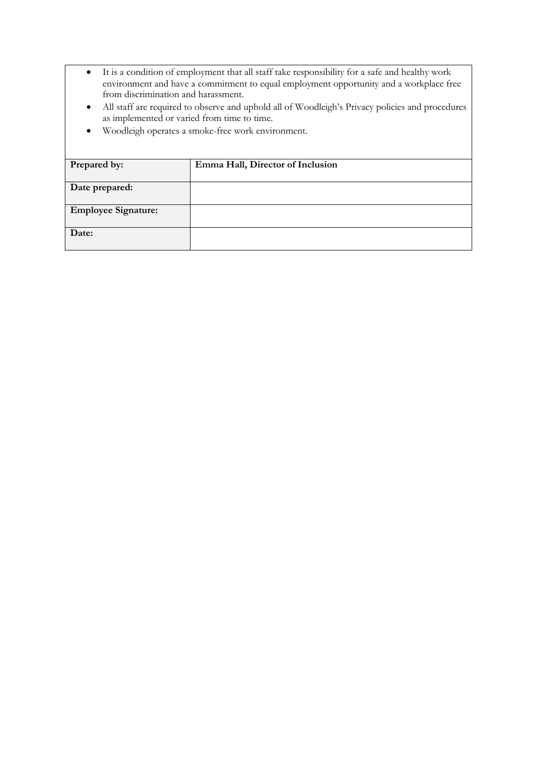- It is a condition of employment that all staff take responsibility for a safe and healthy work environment and have a commitment to equal employment opportunity and a workplace free from discrimination and harassment.
- All staff are required to observe and uphold all of Woodleigh's Privacy policies and procedures as implemented or varied from time to time.
- Woodleigh operates a smoke-free work environment.

| | |
|---|---|
| **Prepared by:** | **Emma Hall, Director of Inclusion** |
| **Date prepared:** | |
| **Employee Signature:** | |
| **Date:** | |